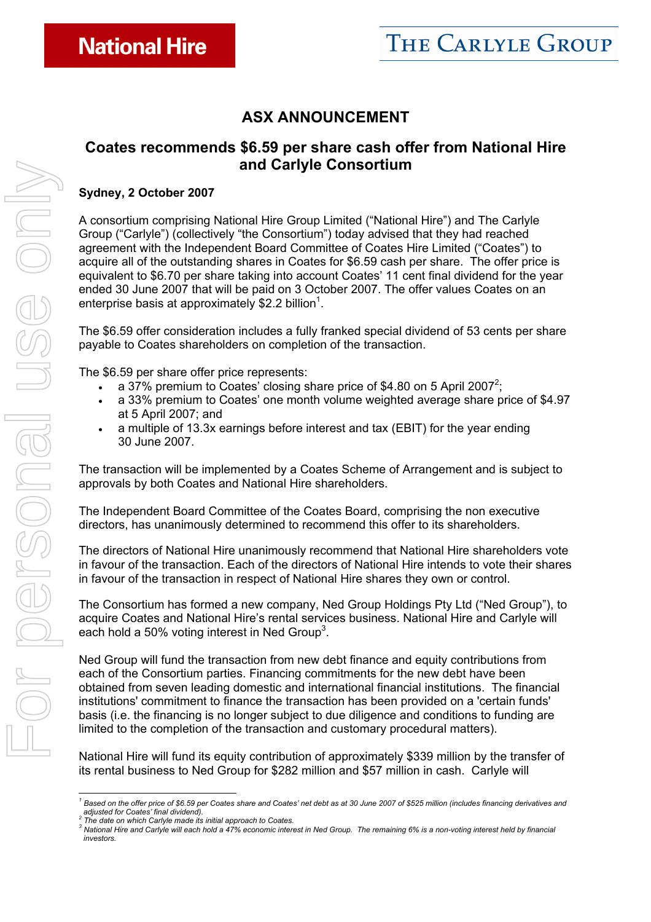National Hire

THE CARLYLE GROUP

# ASX ANNOUNCEMENT

## Coates recommends $6.59 per share cash offer from National Hire and Carlyle Consortium

**Sydney, 2 October 2007**

A consortium comprising National Hire Group Limited ("National Hire") and The Carlyle Group ("Carlyle") (collectively "the Consortium") today advised that they had reached agreement with the Independent Board Committee of Coates Hire Limited ("Coates") to acquire all of the outstanding shares in Coates for $6.59 cash per share. The offer price is equivalent to $6.70 per share taking into account Coates' 11 cent final dividend for the year ended 30 June 2007 that will be paid on 3 October 2007. The offer values Coates on an enterprise basis at approximately $2.2 billion[1].

The $6.59 offer consideration includes a fully franked special dividend of 53 cents per share payable to Coates shareholders on completion of the transaction.

The $6.59 per share offer price represents:

- a 37% premium to Coates' closing share price of $4.80 on 5 April 2007[2];
- a 33% premium to Coates' one month volume weighted average share price of $4.97 at 5 April 2007; and
- a multiple of 13.3x earnings before interest and tax (EBIT) for the year ending 30 June 2007.

The transaction will be implemented by a Coates Scheme of Arrangement and is subject to approvals by both Coates and National Hire shareholders.

The Independent Board Committee of the Coates Board, comprising the non executive directors, has unanimously determined to recommend this offer to its shareholders.

The directors of National Hire unanimously recommend that National Hire shareholders vote in favour of the transaction. Each of the directors of National Hire intends to vote their shares in favour of the transaction in respect of National Hire shares they own or control.

The Consortium has formed a new company, Ned Group Holdings Pty Ltd ("Ned Group"), to acquire Coates and National Hire's rental services business. National Hire and Carlyle will each hold a 50% voting interest in Ned Group[3].

Ned Group will fund the transaction from new debt finance and equity contributions from each of the Consortium parties. Financing commitments for the new debt have been obtained from seven leading domestic and international financial institutions. The financial institutions' commitment to finance the transaction has been provided on a 'certain funds' basis (i.e. the financing is no longer subject to due diligence and conditions to funding are limited to the completion of the transaction and customary procedural matters).

National Hire will fund its equity contribution of approximately $339 million by the transfer of its rental business to Ned Group for $282 million and $57 million in cash. Carlyle will

---

[1] *Based on the offer price of $6.59 per Coates share and Coates' net debt as at 30 June 2007 of $525 million (includes financing derivatives and adjusted for Coates' final dividend).*

[2] *The date on which Carlyle made its initial approach to Coates.*

[3] *National Hire and Carlyle will each hold a 47% economic interest in Ned Group. The remaining 6% is a non-voting interest held by financial investors.*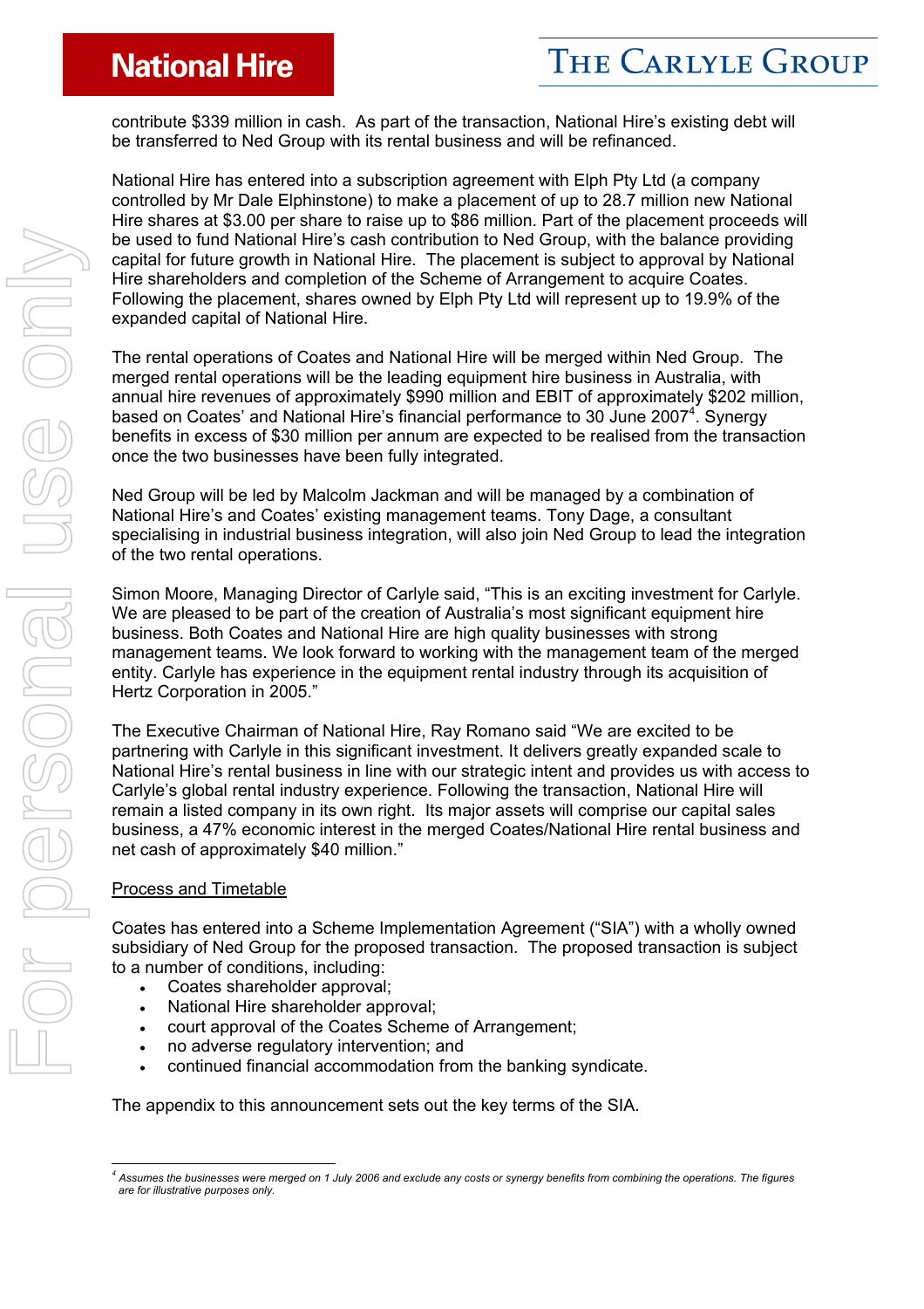contribute $339 million in cash. As part of the transaction, National Hire's existing debt will be transferred to Ned Group with its rental business and will be refinanced.

National Hire has entered into a subscription agreement with Elph Pty Ltd (a company controlled by Mr Dale Elphinstone) to make a placement of up to 28.7 million new National Hire shares at $3.00 per share to raise up to $86 million. Part of the placement proceeds will be used to fund National Hire's cash contribution to Ned Group, with the balance providing capital for future growth in National Hire. The placement is subject to approval by National Hire shareholders and completion of the Scheme of Arrangement to acquire Coates. Following the placement, shares owned by Elph Pty Ltd will represent up to 19.9% of the expanded capital of National Hire.

The rental operations of Coates and National Hire will be merged within Ned Group. The merged rental operations will be the leading equipment hire business in Australia, with annual hire revenues of approximately $990 million and EBIT of approximately $202 million, based on Coates' and National Hire's financial performance to 30 June 2007[4]. Synergy benefits in excess of $30 million per annum are expected to be realised from the transaction once the two businesses have been fully integrated.

Ned Group will be led by Malcolm Jackman and will be managed by a combination of National Hire's and Coates' existing management teams. Tony Dage, a consultant specialising in industrial business integration, will also join Ned Group to lead the integration of the two rental operations.

Simon Moore, Managing Director of Carlyle said, "This is an exciting investment for Carlyle. We are pleased to be part of the creation of Australia's most significant equipment hire business. Both Coates and National Hire are high quality businesses with strong management teams. We look forward to working with the management team of the merged entity. Carlyle has experience in the equipment rental industry through its acquisition of Hertz Corporation in 2005."

The Executive Chairman of National Hire, Ray Romano said "We are excited to be partnering with Carlyle in this significant investment. It delivers greatly expanded scale to National Hire's rental business in line with our strategic intent and provides us with access to Carlyle's global rental industry experience. Following the transaction, National Hire will remain a listed company in its own right. Its major assets will comprise our capital sales business, a 47% economic interest in the merged Coates/National Hire rental business and net cash of approximately $40 million."

<u>Process and Timetable</u>

Coates has entered into a Scheme Implementation Agreement ("SIA") with a wholly owned subsidiary of Ned Group for the proposed transaction. The proposed transaction is subject to a number of conditions, including:

- Coates shareholder approval;
- National Hire shareholder approval;
- court approval of the Coates Scheme of Arrangement;
- no adverse regulatory intervention; and
- continued financial accommodation from the banking syndicate.

The appendix to this announcement sets out the key terms of the SIA.

---

[4] *Assumes the businesses were merged on 1 July 2006 and exclude any costs or synergy benefits from combining the operations. The figures are for illustrative purposes only.*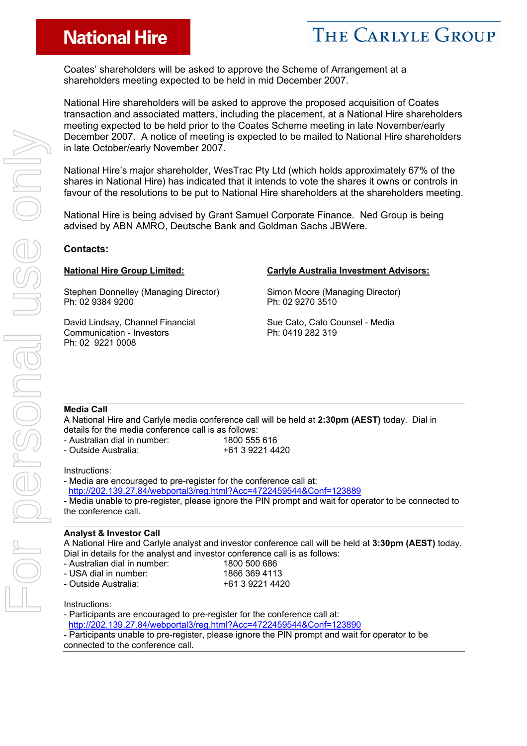Coates' shareholders will be asked to approve the Scheme of Arrangement at a shareholders meeting expected to be held in mid December 2007.

National Hire shareholders will be asked to approve the proposed acquisition of Coates transaction and associated matters, including the placement, at a National Hire shareholders meeting expected to be held prior to the Coates Scheme meeting in late November/early December 2007. A notice of meeting is expected to be mailed to National Hire shareholders in late October/early November 2007.

National Hire's major shareholder, WesTrac Pty Ltd (which holds approximately 67% of the shares in National Hire) has indicated that it intends to vote the shares it owns or controls in favour of the resolutions to be put to National Hire shareholders at the shareholders meeting.

National Hire is being advised by Grant Samuel Corporate Finance. Ned Group is being advised by ABN AMRO, Deutsche Bank and Goldman Sachs JBWere.

**Contacts:**

**National Hire Group Limited:**

Stephen Donnelley (Managing Director)
Ph: 02 9384 9200

David Lindsay, Channel Financial Communication - Investors
Ph: 02 9221 0008

**Carlyle Australia Investment Advisors:**

Simon Moore (Managing Director)
Ph: 02 9270 3510

Sue Cato, Cato Counsel - Media
Ph: 0419 282 319

---

**Media Call**

A National Hire and Carlyle media conference call will be held at **2:30pm (AEST)** today. Dial in details for the media conference call is as follows:

- Australian dial in number: 1800 555 616
- Outside Australia: +61 3 9221 4420

Instructions:

- Media are encouraged to pre-register for the conference call at: http://202.139.27.84/webportal3/reg.html?Acc=4722459544&Conf=123889
- Media unable to pre-register, please ignore the PIN prompt and wait for operator to be connected to the conference call.

---

**Analyst & Investor Call**

A National Hire and Carlyle analyst and investor conference call will be held at **3:30pm (AEST)** today. Dial in details for the analyst and investor conference call is as follows:

- Australian dial in number: 1800 500 686
- USA dial in number: 1866 369 4113
- Outside Australia: +61 3 9221 4420

Instructions:

- Participants are encouraged to pre-register for the conference call at: http://202.139.27.84/webportal3/reg.html?Acc=4722459544&Conf=123890
- Participants unable to pre-register, please ignore the PIN prompt and wait for operator to be connected to the conference call.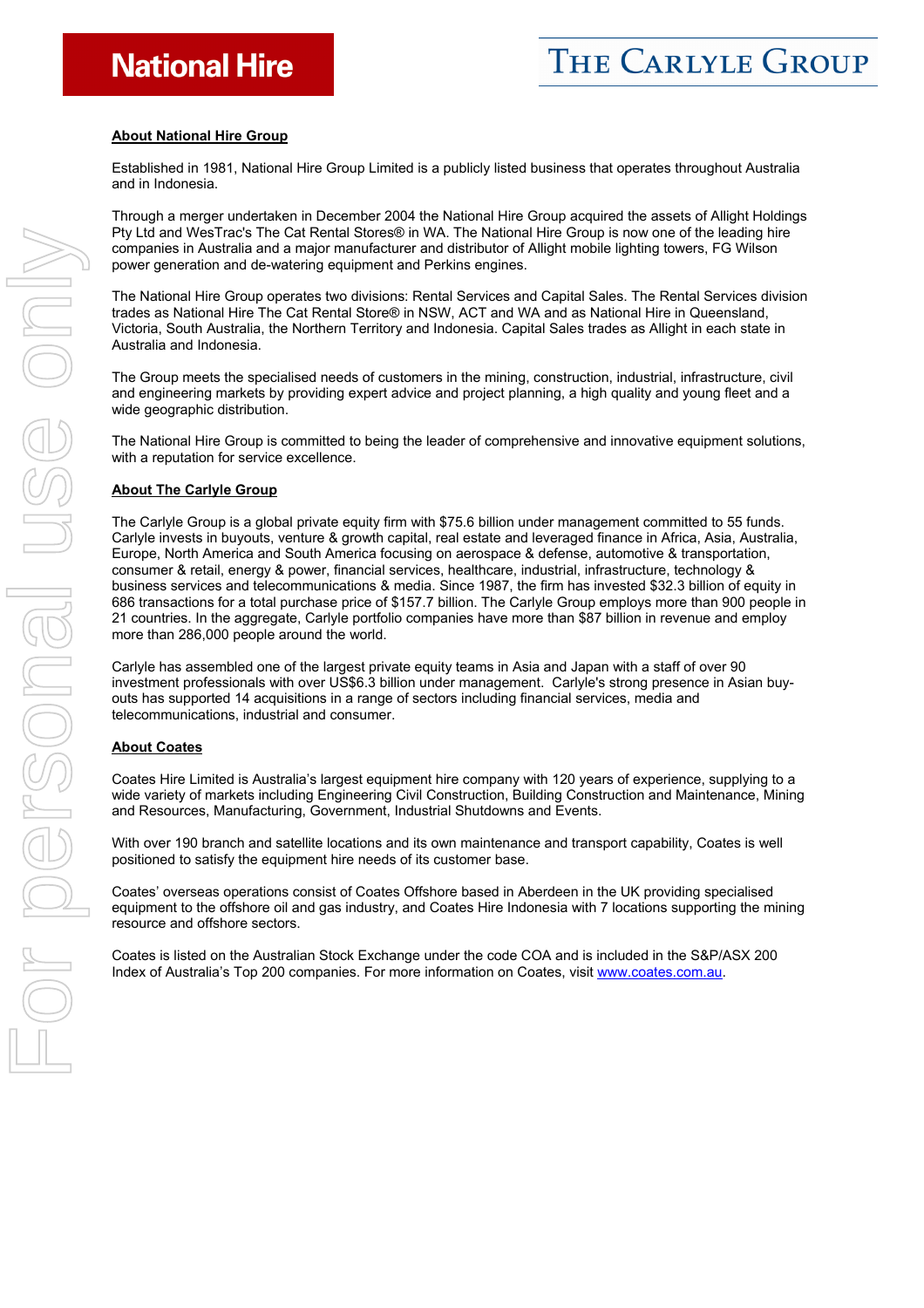National Hire

THE CARLYLE GROUP

## About National Hire Group

Established in 1981, National Hire Group Limited is a publicly listed business that operates throughout Australia and in Indonesia.

Through a merger undertaken in December 2004 the National Hire Group acquired the assets of Allight Holdings Pty Ltd and WesTrac's The Cat Rental Stores® in WA. The National Hire Group is now one of the leading hire companies in Australia and a major manufacturer and distributor of Allight mobile lighting towers, FG Wilson power generation and de-watering equipment and Perkins engines.

The National Hire Group operates two divisions: Rental Services and Capital Sales. The Rental Services division trades as National Hire The Cat Rental Store® in NSW, ACT and WA and as National Hire in Queensland, Victoria, South Australia, the Northern Territory and Indonesia. Capital Sales trades as Allight in each state in Australia and Indonesia.

The Group meets the specialised needs of customers in the mining, construction, industrial, infrastructure, civil and engineering markets by providing expert advice and project planning, a high quality and young fleet and a wide geographic distribution.

The National Hire Group is committed to being the leader of comprehensive and innovative equipment solutions, with a reputation for service excellence.

## About The Carlyle Group

The Carlyle Group is a global private equity firm with $75.6 billion under management committed to 55 funds. Carlyle invests in buyouts, venture & growth capital, real estate and leveraged finance in Africa, Asia, Australia, Europe, North America and South America focusing on aerospace & defense, automotive & transportation, consumer & retail, energy & power, financial services, healthcare, industrial, infrastructure, technology & business services and telecommunications & media. Since 1987, the firm has invested $32.3 billion of equity in 686 transactions for a total purchase price of $157.7 billion. The Carlyle Group employs more than 900 people in 21 countries. In the aggregate, Carlyle portfolio companies have more than $87 billion in revenue and employ more than 286,000 people around the world.

Carlyle has assembled one of the largest private equity teams in Asia and Japan with a staff of over 90 investment professionals with over US$6.3 billion under management. Carlyle's strong presence in Asian buy-outs has supported 14 acquisitions in a range of sectors including financial services, media and telecommunications, industrial and consumer.

## About Coates

Coates Hire Limited is Australia's largest equipment hire company with 120 years of experience, supplying to a wide variety of markets including Engineering Civil Construction, Building Construction and Maintenance, Mining and Resources, Manufacturing, Government, Industrial Shutdowns and Events.

With over 190 branch and satellite locations and its own maintenance and transport capability, Coates is well positioned to satisfy the equipment hire needs of its customer base.

Coates' overseas operations consist of Coates Offshore based in Aberdeen in the UK providing specialised equipment to the offshore oil and gas industry, and Coates Hire Indonesia with 7 locations supporting the mining resource and offshore sectors.

Coates is listed on the Australian Stock Exchange under the code COA and is included in the S&P/ASX 200 Index of Australia's Top 200 companies. For more information on Coates, visit www.coates.com.au.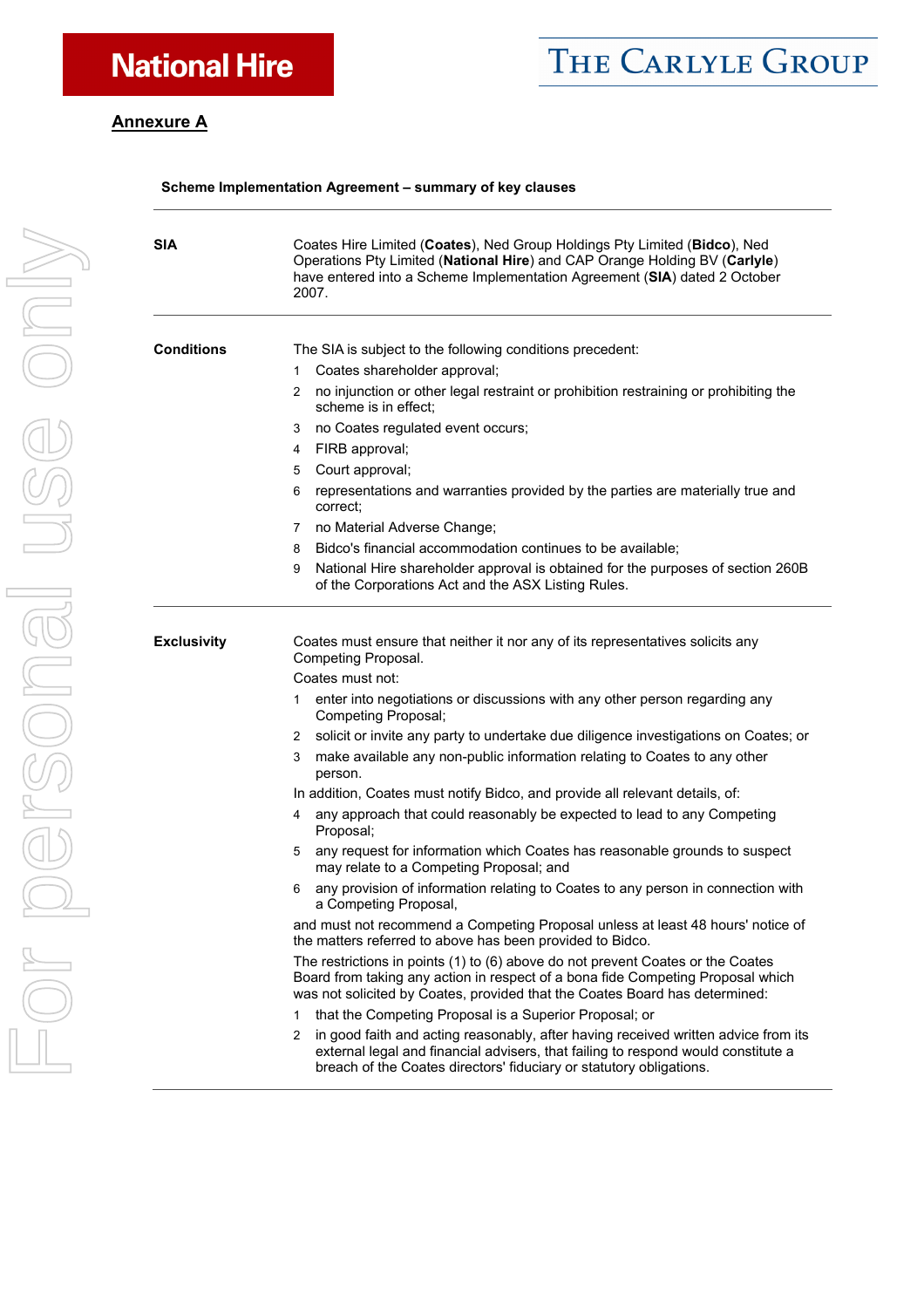## Annexure A

**Scheme Implementation Agreement – summary of key clauses**

| | |
|---|---|
| **SIA** | Coates Hire Limited (**Coates**), Ned Group Holdings Pty Limited (**Bidco**), Ned Operations Pty Limited (**National Hire**) and CAP Orange Holding BV (**Carlyle**) have entered into a Scheme Implementation Agreement (**SIA**) dated 2 October 2007. |
| **Conditions** | The SIA is subject to the following conditions precedent:<br>1 Coates shareholder approval;<br>2 no injunction or other legal restraint or prohibition restraining or prohibiting the scheme is in effect;<br>3 no Coates regulated event occurs;<br>4 FIRB approval;<br>5 Court approval;<br>6 representations and warranties provided by the parties are materially true and correct;<br>7 no Material Adverse Change;<br>8 Bidco's financial accommodation continues to be available;<br>9 National Hire shareholder approval is obtained for the purposes of section 260B of the Corporations Act and the ASX Listing Rules. |
| **Exclusivity** | Coates must ensure that neither it nor any of its representatives solicits any Competing Proposal.<br>Coates must not:<br>1 enter into negotiations or discussions with any other person regarding any Competing Proposal;<br>2 solicit or invite any party to undertake due diligence investigations on Coates; or<br>3 make available any non-public information relating to Coates to any other person.<br>In addition, Coates must notify Bidco, and provide all relevant details, of:<br>4 any approach that could reasonably be expected to lead to any Competing Proposal;<br>5 any request for information which Coates has reasonable grounds to suspect may relate to a Competing Proposal; and<br>6 any provision of information relating to Coates to any person in connection with a Competing Proposal,<br>and must not recommend a Competing Proposal unless at least 48 hours' notice of the matters referred to above has been provided to Bidco.<br>The restrictions in points (1) to (6) above do not prevent Coates or the Coates Board from taking any action in respect of a bona fide Competing Proposal which was not solicited by Coates, provided that the Coates Board has determined:<br>1 that the Competing Proposal is a Superior Proposal; or<br>2 in good faith and acting reasonably, after having received written advice from its external legal and financial advisers, that failing to respond would constitute a breach of the Coates directors' fiduciary or statutory obligations. |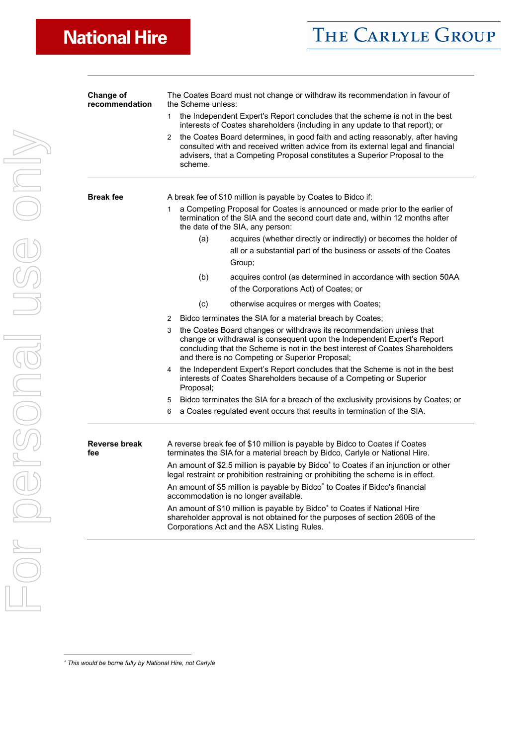| | |
|---|---|
| **Change of recommendation** | The Coates Board must not change or withdraw its recommendation in favour of the Scheme unless:<br>1 the Independent Expert's Report concludes that the scheme is not in the best interests of Coates shareholders (including in any update to that report); or<br>2 the Coates Board determines, in good faith and acting reasonably, after having consulted with and received written advice from its external legal and financial advisers, that a Competing Proposal constitutes a Superior Proposal to the scheme. |
| **Break fee** | A break fee of $10 million is payable by Coates to Bidco if:<br>1 a Competing Proposal for Coates is announced or made prior to the earlier of termination of the SIA and the second court date and, within 12 months after the date of the SIA, any person:<br>(a) acquires (whether directly or indirectly) or becomes the holder of all or a substantial part of the business or assets of the Coates Group;<br>(b) acquires control (as determined in accordance with section 50AA of the Corporations Act) of Coates; or<br>(c) otherwise acquires or merges with Coates;<br>2 Bidco terminates the SIA for a material breach by Coates;<br>3 the Coates Board changes or withdraws its recommendation unless that change or withdrawal is consequent upon the Independent Expert's Report concluding that the Scheme is not in the best interest of Coates Shareholders and there is no Competing or Superior Proposal;<br>4 the Independent Expert's Report concludes that the Scheme is not in the best interests of Coates Shareholders because of a Competing or Superior Proposal;<br>5 Bidco terminates the SIA for a breach of the exclusivity provisions by Coates; or<br>6 a Coates regulated event occurs that results in termination of the SIA. |
| **Reverse break fee** | A reverse break fee of $10 million is payable by Bidco to Coates if Coates terminates the SIA for a material breach by Bidco, Carlyle or National Hire.<br>An amount of $2.5 million is payable by Bidco* to Coates if an injunction or other legal restraint or prohibition restraining or prohibiting the scheme is in effect.<br>An amount of $5 million is payable by Bidco* to Coates if Bidco's financial accommodation is no longer available.<br>An amount of $10 million is payable by Bidco* to Coates if National Hire shareholder approval is not obtained for the purposes of section 260B of the Corporations Act and the ASX Listing Rules. |

*\* This would be borne fully by National Hire, not Carlyle*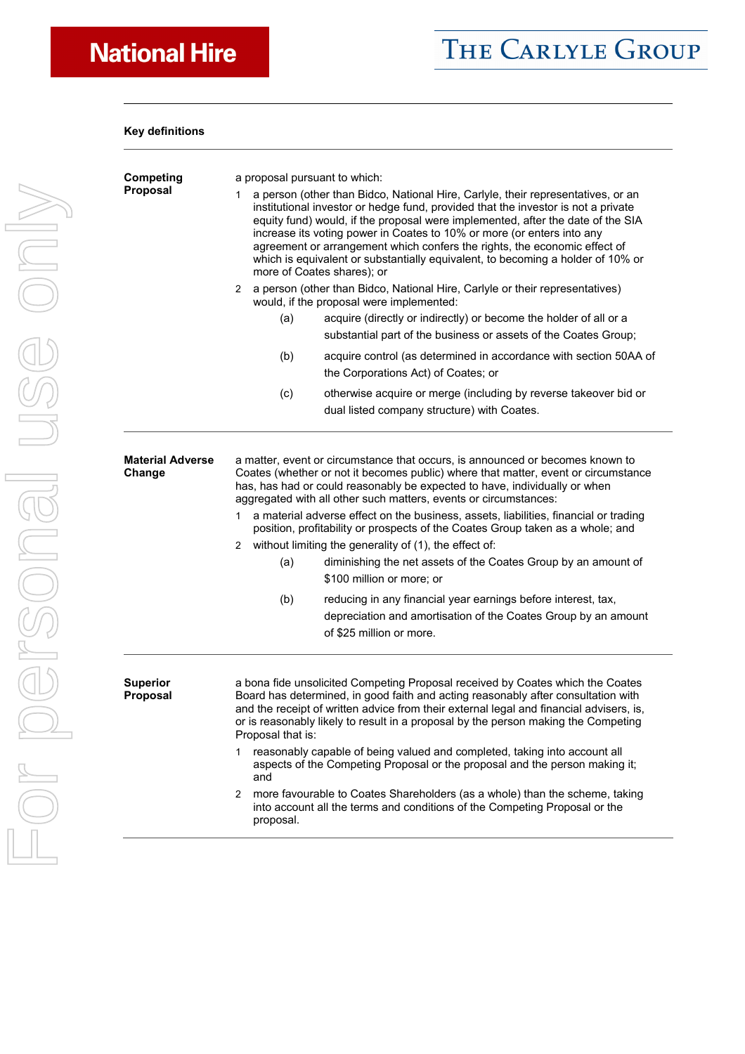**Key definitions**

| | |
|---|---|
| **Competing Proposal** | a proposal pursuant to which:<br>1 a person (other than Bidco, National Hire, Carlyle, their representatives, or an institutional investor or hedge fund, provided that the investor is not a private equity fund) would, if the proposal were implemented, after the date of the SIA increase its voting power in Coates to 10% or more (or enters into any agreement or arrangement which confers the rights, the economic effect of which is equivalent or substantially equivalent, to becoming a holder of 10% or more of Coates shares); or<br>2 a person (other than Bidco, National Hire, Carlyle or their representatives) would, if the proposal were implemented:<br>(a) acquire (directly or indirectly) or become the holder of all or a substantial part of the business or assets of the Coates Group;<br>(b) acquire control (as determined in accordance with section 50AA of the Corporations Act) of Coates; or<br>(c) otherwise acquire or merge (including by reverse takeover bid or dual listed company structure) with Coates. |
| **Material Adverse Change** | a matter, event or circumstance that occurs, is announced or becomes known to Coates (whether or not it becomes public) where that matter, event or circumstance has, has had or could reasonably be expected to have, individually or when aggregated with all other such matters, events or circumstances:<br>1 a material adverse effect on the business, assets, liabilities, financial or trading position, profitability or prospects of the Coates Group taken as a whole; and<br>2 without limiting the generality of (1), the effect of:<br>(a) diminishing the net assets of the Coates Group by an amount of $100 million or more; or<br>(b) reducing in any financial year earnings before interest, tax, depreciation and amortisation of the Coates Group by an amount of $25 million or more. |
| **Superior Proposal** | a bona fide unsolicited Competing Proposal received by Coates which the Coates Board has determined, in good faith and acting reasonably after consultation with and the receipt of written advice from their external legal and financial advisers, is, or is reasonably likely to result in a proposal by the person making the Competing Proposal that is:<br>1 reasonably capable of being valued and completed, taking into account all aspects of the Competing Proposal or the proposal and the person making it; and<br>2 more favourable to Coates Shareholders (as a whole) than the scheme, taking into account all the terms and conditions of the Competing Proposal or the proposal. |